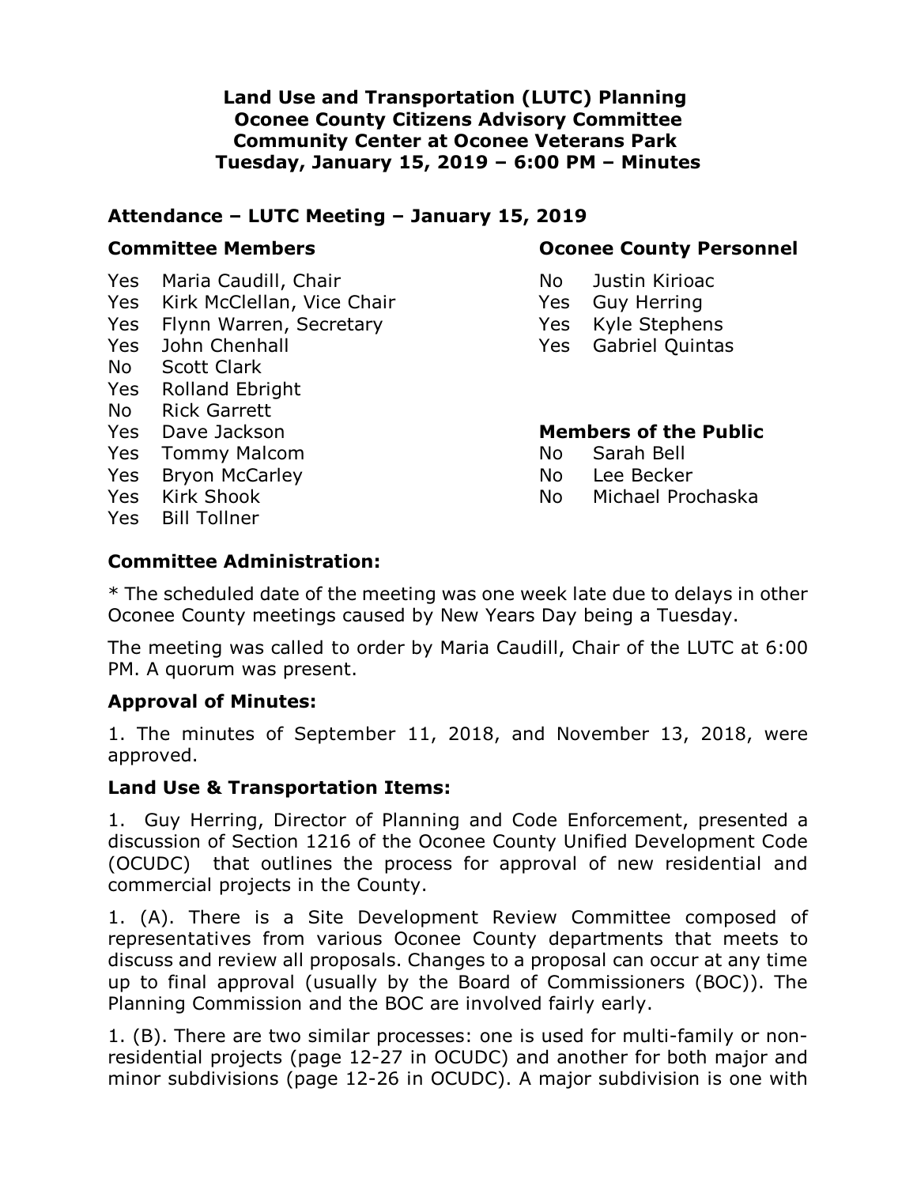**Land Use and Transportation (LUTC) Planning**
**Oconee County Citizens Advisory Committee**
**Community Center at Oconee Veterans Park**
**Tuesday, January 15, 2019 – 6:00 PM – Minutes**

## Attendance – LUTC Meeting – January 15, 2019

### Committee Members

Yes Maria Caudill, Chair
Yes Kirk McClellan, Vice Chair
Yes Flynn Warren, Secretary
Yes John Chenhall
No Scott Clark
Yes Rolland Ebright
No Rick Garrett
Yes Dave Jackson
Yes Tommy Malcom
Yes Bryon McCarley
Yes Kirk Shook
Yes Bill Tollner

### Oconee County Personnel

No Justin Kirioac
Yes Guy Herring
Yes Kyle Stephens
Yes Gabriel Quintas

### Members of the Public

No Sarah Bell
No Lee Becker
No Michael Prochaska

## Committee Administration:

* The scheduled date of the meeting was one week late due to delays in other Oconee County meetings caused by New Years Day being a Tuesday.

The meeting was called to order by Maria Caudill, Chair of the LUTC at 6:00 PM. A quorum was present.

## Approval of Minutes:

1. The minutes of September 11, 2018, and November 13, 2018, were approved.

## Land Use & Transportation Items:

1. Guy Herring, Director of Planning and Code Enforcement, presented a discussion of Section 1216 of the Oconee County Unified Development Code (OCUDC) that outlines the process for approval of new residential and commercial projects in the County.

1. (A). There is a Site Development Review Committee composed of representatives from various Oconee County departments that meets to discuss and review all proposals. Changes to a proposal can occur at any time up to final approval (usually by the Board of Commissioners (BOC)). The Planning Commission and the BOC are involved fairly early.

1. (B). There are two similar processes: one is used for multi-family or non-residential projects (page 12-27 in OCUDC) and another for both major and minor subdivisions (page 12-26 in OCUDC). A major subdivision is one with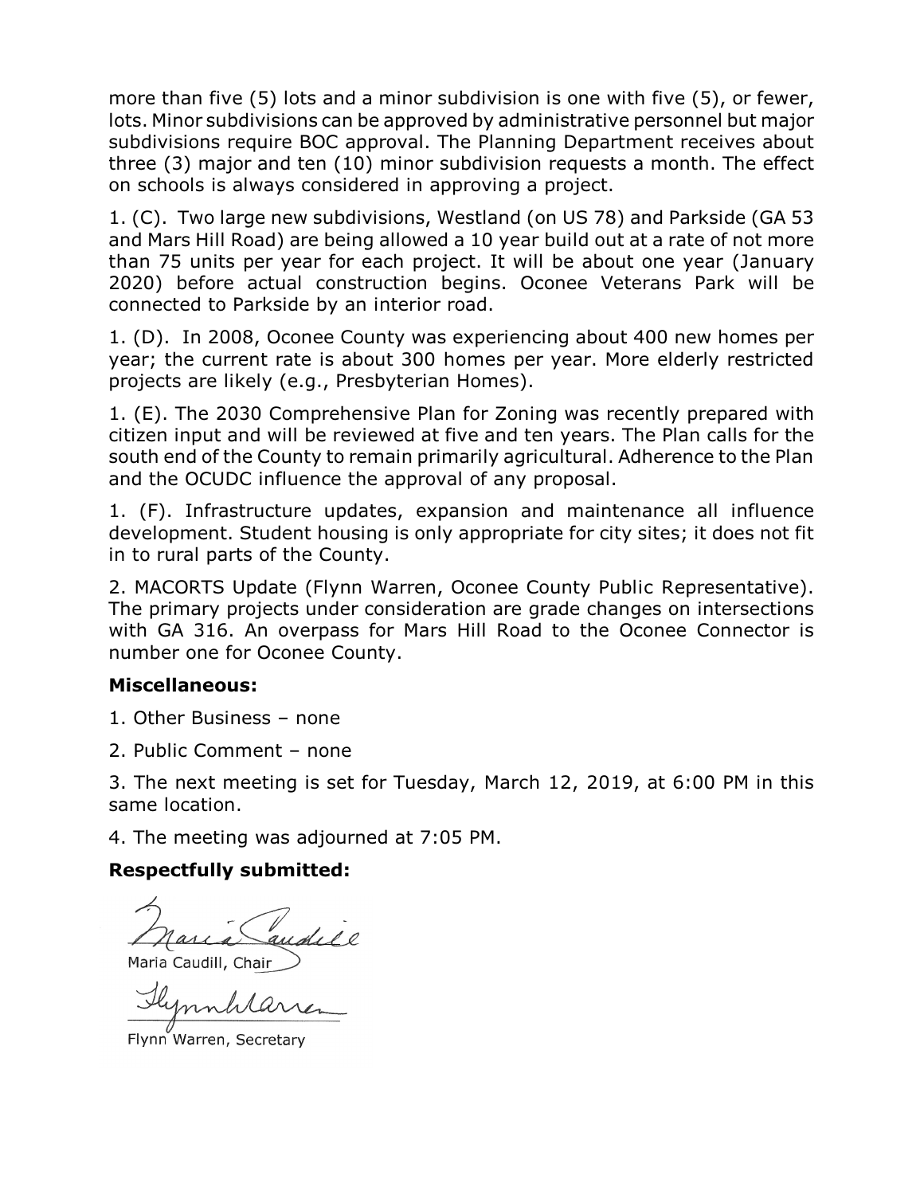more than five (5) lots and a minor subdivision is one with five (5), or fewer, lots. Minor subdivisions can be approved by administrative personnel but major subdivisions require BOC approval. The Planning Department receives about three (3) major and ten (10) minor subdivision requests a month. The effect on schools is always considered in approving a project.

1. (C). Two large new subdivisions, Westland (on US 78) and Parkside (GA 53 and Mars Hill Road) are being allowed a 10 year build out at a rate of not more than 75 units per year for each project. It will be about one year (January 2020) before actual construction begins. Oconee Veterans Park will be connected to Parkside by an interior road.

1. (D). In 2008, Oconee County was experiencing about 400 new homes per year; the current rate is about 300 homes per year. More elderly restricted projects are likely (e.g., Presbyterian Homes).

1. (E). The 2030 Comprehensive Plan for Zoning was recently prepared with citizen input and will be reviewed at five and ten years. The Plan calls for the south end of the County to remain primarily agricultural. Adherence to the Plan and the OCUDC influence the approval of any proposal.

1. (F). Infrastructure updates, expansion and maintenance all influence development. Student housing is only appropriate for city sites; it does not fit in to rural parts of the County.

2. MACORTS Update (Flynn Warren, Oconee County Public Representative). The primary projects under consideration are grade changes on intersections with GA 316. An overpass for Mars Hill Road to the Oconee Connector is number one for Oconee County.

**Miscellaneous:**

1. Other Business – none

2. Public Comment – none

3. The next meeting is set for Tuesday, March 12, 2019, at 6:00 PM in this same location.

4. The meeting was adjourned at 7:05 PM.

**Respectfully submitted:**

Maria Caudill, Chair

Flynn Warren, Secretary